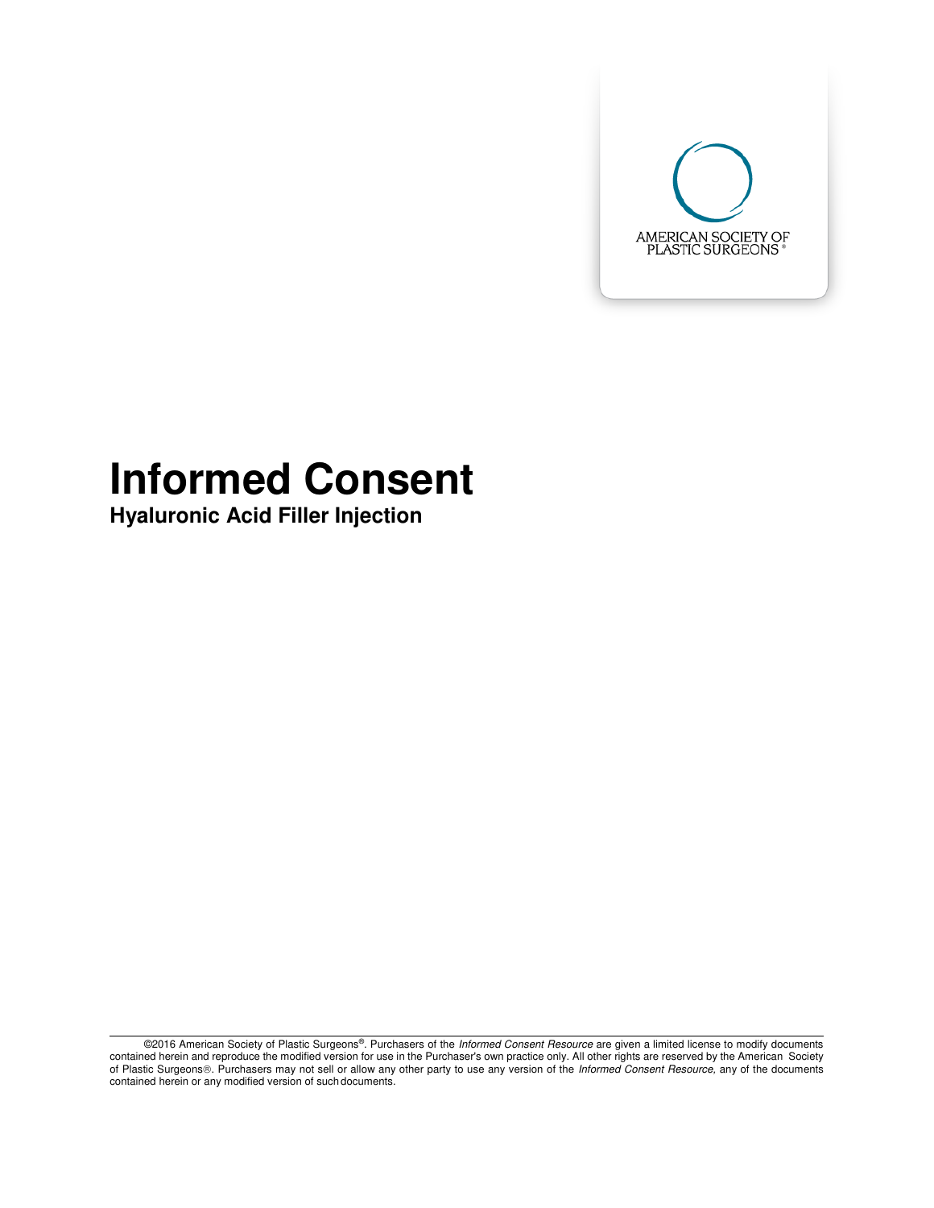AMERICAN SOCIETY OF PLASTIC SURGEONS®

# Informed Consent

## Hyaluronic Acid Filler Injection

©2016 American Society of Plastic Surgeons®. Purchasers of the *Informed Consent Resource* are given a limited license to modify documents contained herein and reproduce the modified version for use in the Purchaser's own practice only. All other rights are reserved by the American Society of Plastic Surgeons®. Purchasers may not sell or allow any other party to use any version of the *Informed Consent Resource,* any of the documents contained herein or any modified version of such documents.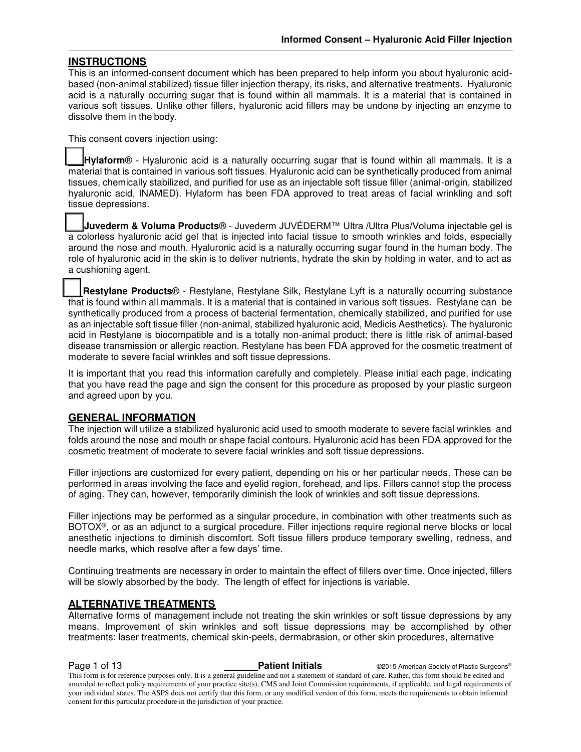## INSTRUCTIONS

This is an informed-consent document which has been prepared to help inform you about hyaluronic acid-based (non-animal stabilized) tissue filler injection therapy, its risks, and alternative treatments. Hyaluronic acid is a naturally occurring sugar that is found within all mammals. It is a material that is contained in various soft tissues. Unlike other fillers, hyaluronic acid fillers may be undone by injecting an enzyme to dissolve them in the body.

This consent covers injection using:

☐ **Hylaform®** - Hyaluronic acid is a naturally occurring sugar that is found within all mammals. It is a material that is contained in various soft tissues. Hyaluronic acid can be synthetically produced from animal tissues, chemically stabilized, and purified for use as an injectable soft tissue filler (animal-origin, stabilized hyaluronic acid, INAMED). Hylaform has been FDA approved to treat areas of facial wrinkling and soft tissue depressions.

☐ **Juvederm & Voluma Products®** - Juvederm JUVÉDERM™ Ultra /Ultra Plus/Voluma injectable gel is a colorless hyaluronic acid gel that is injected into facial tissue to smooth wrinkles and folds, especially around the nose and mouth. Hyaluronic acid is a naturally occurring sugar found in the human body. The role of hyaluronic acid in the skin is to deliver nutrients, hydrate the skin by holding in water, and to act as a cushioning agent.

☐ **Restylane Products®** - Restylane, Restylane Silk, Restylane Lyft is a naturally occurring substance that is found within all mammals. It is a material that is contained in various soft tissues. Restylane can be synthetically produced from a process of bacterial fermentation, chemically stabilized, and purified for use as an injectable soft tissue filler (non-animal, stabilized hyaluronic acid, Medicis Aesthetics). The hyaluronic acid in Restylane is biocompatible and is a totally non-animal product; there is little risk of animal-based disease transmission or allergic reaction. Restylane has been FDA approved for the cosmetic treatment of moderate to severe facial wrinkles and soft tissue depressions.

It is important that you read this information carefully and completely. Please initial each page, indicating that you have read the page and sign the consent for this procedure as proposed by your plastic surgeon and agreed upon by you.

## GENERAL INFORMATION

The injection will utilize a stabilized hyaluronic acid used to smooth moderate to severe facial wrinkles and folds around the nose and mouth or shape facial contours. Hyaluronic acid has been FDA approved for the cosmetic treatment of moderate to severe facial wrinkles and soft tissue depressions.

Filler injections are customized for every patient, depending on his or her particular needs. These can be performed in areas involving the face and eyelid region, forehead, and lips. Fillers cannot stop the process of aging. They can, however, temporarily diminish the look of wrinkles and soft tissue depressions.

Filler injections may be performed as a singular procedure, in combination with other treatments such as BOTOX®, or as an adjunct to a surgical procedure. Filler injections require regional nerve blocks or local anesthetic injections to diminish discomfort. Soft tissue fillers produce temporary swelling, redness, and needle marks, which resolve after a few days' time.

Continuing treatments are necessary in order to maintain the effect of fillers over time. Once injected, fillers will be slowly absorbed by the body. The length of effect for injections is variable.

## ALTERNATIVE TREATMENTS

Alternative forms of management include not treating the skin wrinkles or soft tissue depressions by any means. Improvement of skin wrinkles and soft tissue depressions may be accomplished by other treatments: laser treatments, chemical skin-peels, dermabrasion, or other skin procedures, alternative

_______ **Patient Initials**

This form is for reference purposes only. It is a general guideline and not a statement of standard of care. Rather, this form should be edited and amended to reflect policy requirements of your practice site(s), CMS and Joint Commission requirements, if applicable, and legal requirements of your individual states. The ASPS does not certify that this form, or any modified version of this form, meets the requirements to obtain informed consent for this particular procedure in the jurisdiction of your practice.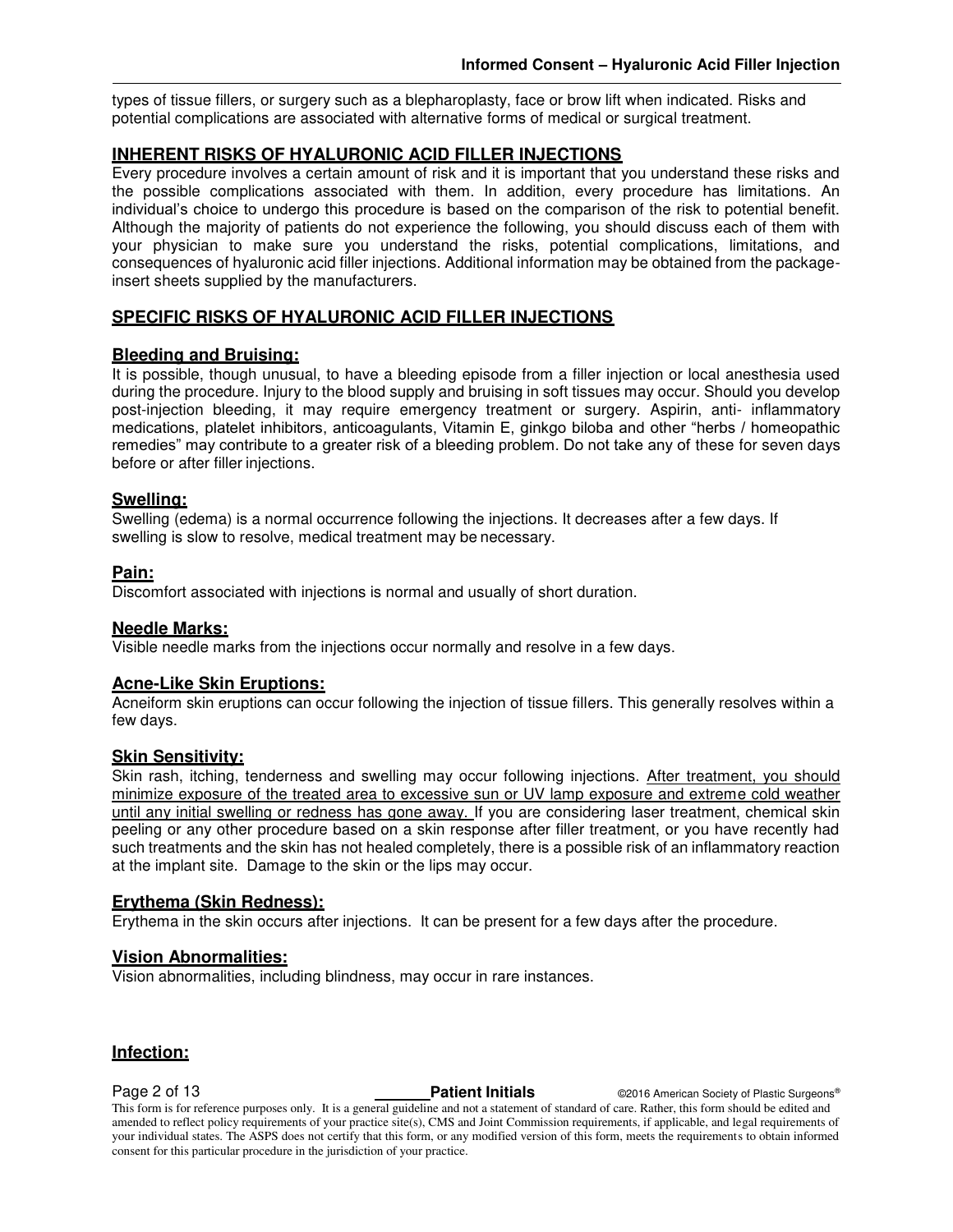types of tissue fillers, or surgery such as a blepharoplasty, face or brow lift when indicated. Risks and potential complications are associated with alternative forms of medical or surgical treatment.

## INHERENT RISKS OF HYALURONIC ACID FILLER INJECTIONS

Every procedure involves a certain amount of risk and it is important that you understand these risks and the possible complications associated with them. In addition, every procedure has limitations. An individual's choice to undergo this procedure is based on the comparison of the risk to potential benefit. Although the majority of patients do not experience the following, you should discuss each of them with your physician to make sure you understand the risks, potential complications, limitations, and consequences of hyaluronic acid filler injections. Additional information may be obtained from the package-insert sheets supplied by the manufacturers.

## SPECIFIC RISKS OF HYALURONIC ACID FILLER INJECTIONS

### Bleeding and Bruising:

It is possible, though unusual, to have a bleeding episode from a filler injection or local anesthesia used during the procedure. Injury to the blood supply and bruising in soft tissues may occur. Should you develop post-injection bleeding, it may require emergency treatment or surgery. Aspirin, anti- inflammatory medications, platelet inhibitors, anticoagulants, Vitamin E, ginkgo biloba and other "herbs / homeopathic remedies" may contribute to a greater risk of a bleeding problem. Do not take any of these for seven days before or after filler injections.

### Swelling:

Swelling (edema) is a normal occurrence following the injections. It decreases after a few days. If swelling is slow to resolve, medical treatment may be necessary.

### Pain:

Discomfort associated with injections is normal and usually of short duration.

### Needle Marks:

Visible needle marks from the injections occur normally and resolve in a few days.

### Acne-Like Skin Eruptions:

Acneiform skin eruptions can occur following the injection of tissue fillers. This generally resolves within a few days.

### Skin Sensitivity:

Skin rash, itching, tenderness and swelling may occur following injections. After treatment, you should minimize exposure of the treated area to excessive sun or UV lamp exposure and extreme cold weather until any initial swelling or redness has gone away. If you are considering laser treatment, chemical skin peeling or any other procedure based on a skin response after filler treatment, or you have recently had such treatments and the skin has not healed completely, there is a possible risk of an inflammatory reaction at the implant site. Damage to the skin or the lips may occur.

### Erythema (Skin Redness):

Erythema in the skin occurs after injections. It can be present for a few days after the procedure.

### Vision Abnormalities:

Vision abnormalities, including blindness, may occur in rare instances.

### Infection: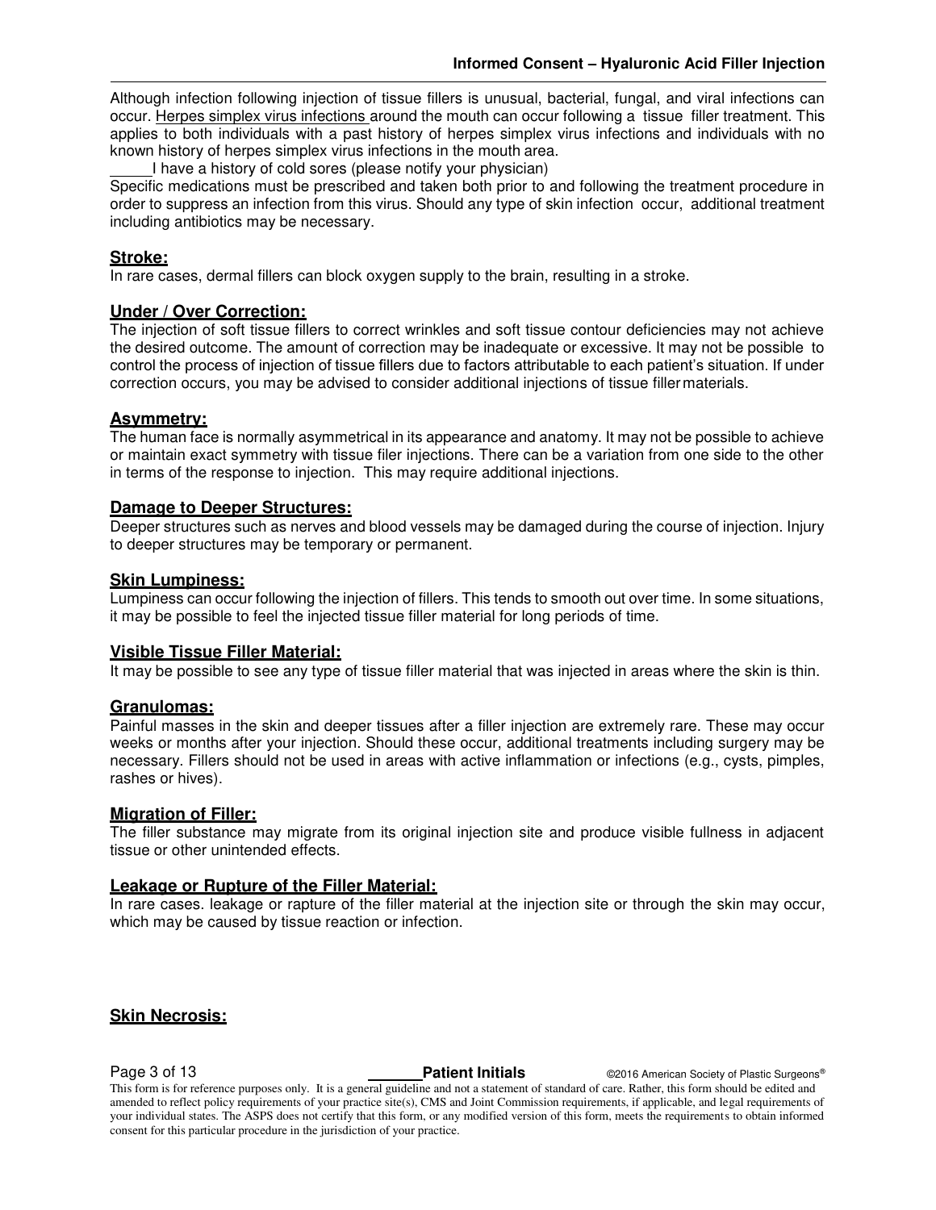Although infection following injection of tissue fillers is unusual, bacterial, fungal, and viral infections can occur. Herpes simplex virus infections around the mouth can occur following a tissue filler treatment. This applies to both individuals with a past history of herpes simplex virus infections and individuals with no known history of herpes simplex virus infections in the mouth area.

_____I have a history of cold sores (please notify your physician)

Specific medications must be prescribed and taken both prior to and following the treatment procedure in order to suppress an infection from this virus. Should any type of skin infection occur, additional treatment including antibiotics may be necessary.

**Stroke:**

In rare cases, dermal fillers can block oxygen supply to the brain, resulting in a stroke.

**Under / Over Correction:**

The injection of soft tissue fillers to correct wrinkles and soft tissue contour deficiencies may not achieve the desired outcome. The amount of correction may be inadequate or excessive. It may not be possible to control the process of injection of tissue fillers due to factors attributable to each patient's situation. If under correction occurs, you may be advised to consider additional injections of tissue filler materials.

**Asymmetry:**

The human face is normally asymmetrical in its appearance and anatomy. It may not be possible to achieve or maintain exact symmetry with tissue filer injections. There can be a variation from one side to the other in terms of the response to injection. This may require additional injections.

**Damage to Deeper Structures:**

Deeper structures such as nerves and blood vessels may be damaged during the course of injection. Injury to deeper structures may be temporary or permanent.

**Skin Lumpiness:**

Lumpiness can occur following the injection of fillers. This tends to smooth out over time. In some situations, it may be possible to feel the injected tissue filler material for long periods of time.

**Visible Tissue Filler Material:**

It may be possible to see any type of tissue filler material that was injected in areas where the skin is thin.

**Granulomas:**

Painful masses in the skin and deeper tissues after a filler injection are extremely rare. These may occur weeks or months after your injection. Should these occur, additional treatments including surgery may be necessary. Fillers should not be used in areas with active inflammation or infections (e.g., cysts, pimples, rashes or hives).

**Migration of Filler:**

The filler substance may migrate from its original injection site and produce visible fullness in adjacent tissue or other unintended effects.

**Leakage or Rupture of the Filler Material:**

In rare cases. leakage or rapture of the filler material at the injection site or through the skin may occur, which may be caused by tissue reaction or infection.

**Skin Necrosis:**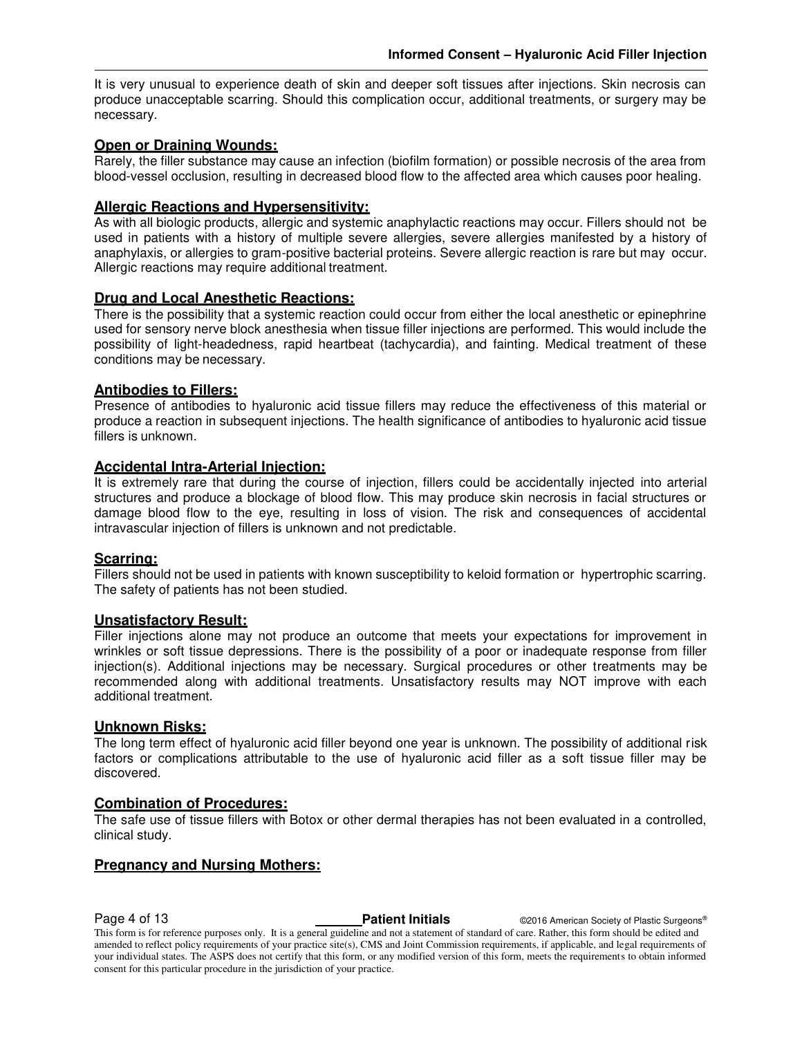It is very unusual to experience death of skin and deeper soft tissues after injections. Skin necrosis can produce unacceptable scarring. Should this complication occur, additional treatments, or surgery may be necessary.

### Open or Draining Wounds:

Rarely, the filler substance may cause an infection (biofilm formation) or possible necrosis of the area from blood-vessel occlusion, resulting in decreased blood flow to the affected area which causes poor healing.

### Allergic Reactions and Hypersensitivity:

As with all biologic products, allergic and systemic anaphylactic reactions may occur. Fillers should not be used in patients with a history of multiple severe allergies, severe allergies manifested by a history of anaphylaxis, or allergies to gram-positive bacterial proteins. Severe allergic reaction is rare but may occur. Allergic reactions may require additional treatment.

### Drug and Local Anesthetic Reactions:

There is the possibility that a systemic reaction could occur from either the local anesthetic or epinephrine used for sensory nerve block anesthesia when tissue filler injections are performed. This would include the possibility of light-headedness, rapid heartbeat (tachycardia), and fainting. Medical treatment of these conditions may be necessary.

### Antibodies to Fillers:

Presence of antibodies to hyaluronic acid tissue fillers may reduce the effectiveness of this material or produce a reaction in subsequent injections. The health significance of antibodies to hyaluronic acid tissue fillers is unknown.

### Accidental Intra-Arterial Injection:

It is extremely rare that during the course of injection, fillers could be accidentally injected into arterial structures and produce a blockage of blood flow. This may produce skin necrosis in facial structures or damage blood flow to the eye, resulting in loss of vision. The risk and consequences of accidental intravascular injection of fillers is unknown and not predictable.

### Scarring:

Fillers should not be used in patients with known susceptibility to keloid formation or hypertrophic scarring. The safety of patients has not been studied.

### Unsatisfactory Result:

Filler injections alone may not produce an outcome that meets your expectations for improvement in wrinkles or soft tissue depressions. There is the possibility of a poor or inadequate response from filler injection(s). Additional injections may be necessary. Surgical procedures or other treatments may be recommended along with additional treatments. Unsatisfactory results may NOT improve with each additional treatment.

### Unknown Risks:

The long term effect of hyaluronic acid filler beyond one year is unknown. The possibility of additional risk factors or complications attributable to the use of hyaluronic acid filler as a soft tissue filler may be discovered.

### Combination of Procedures:

The safe use of tissue fillers with Botox or other dermal therapies has not been evaluated in a controlled, clinical study.

### Pregnancy and Nursing Mothers:

_______ **Patient Initials**

This form is for reference purposes only. It is a general guideline and not a statement of standard of care. Rather, this form should be edited and amended to reflect policy requirements of your practice site(s), CMS and Joint Commission requirements, if applicable, and legal requirements of your individual states. The ASPS does not certify that this form, or any modified version of this form, meets the requirements to obtain informed consent for this particular procedure in the jurisdiction of your practice.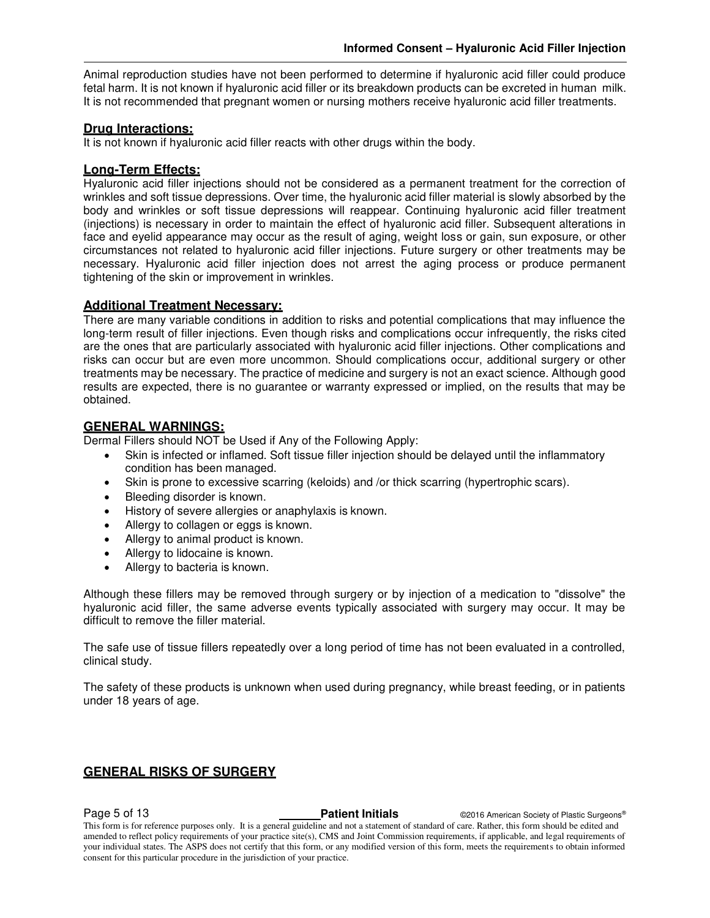Animal reproduction studies have not been performed to determine if hyaluronic acid filler could produce fetal harm. It is not known if hyaluronic acid filler or its breakdown products can be excreted in human milk. It is not recommended that pregnant women or nursing mothers receive hyaluronic acid filler treatments.

## Drug Interactions:

It is not known if hyaluronic acid filler reacts with other drugs within the body.

## Long-Term Effects:

Hyaluronic acid filler injections should not be considered as a permanent treatment for the correction of wrinkles and soft tissue depressions. Over time, the hyaluronic acid filler material is slowly absorbed by the body and wrinkles or soft tissue depressions will reappear. Continuing hyaluronic acid filler treatment (injections) is necessary in order to maintain the effect of hyaluronic acid filler. Subsequent alterations in face and eyelid appearance may occur as the result of aging, weight loss or gain, sun exposure, or other circumstances not related to hyaluronic acid filler injections. Future surgery or other treatments may be necessary. Hyaluronic acid filler injection does not arrest the aging process or produce permanent tightening of the skin or improvement in wrinkles.

## Additional Treatment Necessary:

There are many variable conditions in addition to risks and potential complications that may influence the long-term result of filler injections. Even though risks and complications occur infrequently, the risks cited are the ones that are particularly associated with hyaluronic acid filler injections. Other complications and risks can occur but are even more uncommon. Should complications occur, additional surgery or other treatments may be necessary. The practice of medicine and surgery is not an exact science. Although good results are expected, there is no guarantee or warranty expressed or implied, on the results that may be obtained.

## GENERAL WARNINGS:

Dermal Fillers should NOT be Used if Any of the Following Apply:

- Skin is infected or inflamed. Soft tissue filler injection should be delayed until the inflammatory condition has been managed.
- Skin is prone to excessive scarring (keloids) and /or thick scarring (hypertrophic scars).
- Bleeding disorder is known.
- History of severe allergies or anaphylaxis is known.
- Allergy to collagen or eggs is known.
- Allergy to animal product is known.
- Allergy to lidocaine is known.
- Allergy to bacteria is known.

Although these fillers may be removed through surgery or by injection of a medication to "dissolve" the hyaluronic acid filler, the same adverse events typically associated with surgery may occur. It may be difficult to remove the filler material.

The safe use of tissue fillers repeatedly over a long period of time has not been evaluated in a controlled, clinical study.

The safety of these products is unknown when used during pregnancy, while breast feeding, or in patients under 18 years of age.

## GENERAL RISKS OF SURGERY

_______ **Patient Initials**

This form is for reference purposes only. It is a general guideline and not a statement of standard of care. Rather, this form should be edited and amended to reflect policy requirements of your practice site(s), CMS and Joint Commission requirements, if applicable, and legal requirements of your individual states. The ASPS does not certify that this form, or any modified version of this form, meets the requirements to obtain informed consent for this particular procedure in the jurisdiction of your practice.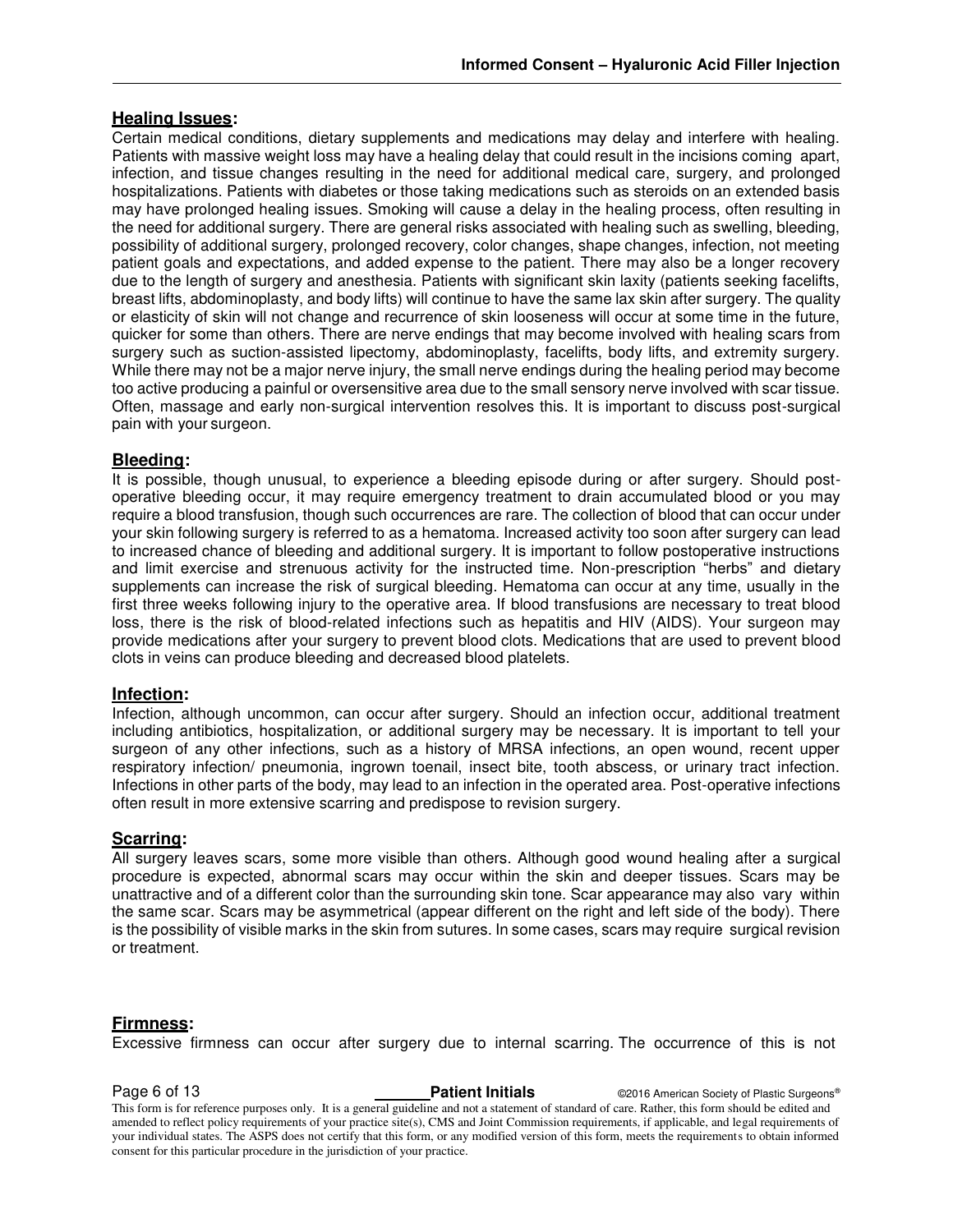## Healing Issues:

Certain medical conditions, dietary supplements and medications may delay and interfere with healing. Patients with massive weight loss may have a healing delay that could result in the incisions coming apart, infection, and tissue changes resulting in the need for additional medical care, surgery, and prolonged hospitalizations. Patients with diabetes or those taking medications such as steroids on an extended basis may have prolonged healing issues. Smoking will cause a delay in the healing process, often resulting in the need for additional surgery. There are general risks associated with healing such as swelling, bleeding, possibility of additional surgery, prolonged recovery, color changes, shape changes, infection, not meeting patient goals and expectations, and added expense to the patient. There may also be a longer recovery due to the length of surgery and anesthesia. Patients with significant skin laxity (patients seeking facelifts, breast lifts, abdominoplasty, and body lifts) will continue to have the same lax skin after surgery. The quality or elasticity of skin will not change and recurrence of skin looseness will occur at some time in the future, quicker for some than others. There are nerve endings that may become involved with healing scars from surgery such as suction-assisted lipectomy, abdominoplasty, facelifts, body lifts, and extremity surgery. While there may not be a major nerve injury, the small nerve endings during the healing period may become too active producing a painful or oversensitive area due to the small sensory nerve involved with scar tissue. Often, massage and early non-surgical intervention resolves this. It is important to discuss post-surgical pain with your surgeon.

## Bleeding:

It is possible, though unusual, to experience a bleeding episode during or after surgery. Should post-operative bleeding occur, it may require emergency treatment to drain accumulated blood or you may require a blood transfusion, though such occurrences are rare. The collection of blood that can occur under your skin following surgery is referred to as a hematoma. Increased activity too soon after surgery can lead to increased chance of bleeding and additional surgery. It is important to follow postoperative instructions and limit exercise and strenuous activity for the instructed time. Non-prescription "herbs" and dietary supplements can increase the risk of surgical bleeding. Hematoma can occur at any time, usually in the first three weeks following injury to the operative area. If blood transfusions are necessary to treat blood loss, there is the risk of blood-related infections such as hepatitis and HIV (AIDS). Your surgeon may provide medications after your surgery to prevent blood clots. Medications that are used to prevent blood clots in veins can produce bleeding and decreased blood platelets.

## Infection:

Infection, although uncommon, can occur after surgery. Should an infection occur, additional treatment including antibiotics, hospitalization, or additional surgery may be necessary. It is important to tell your surgeon of any other infections, such as a history of MRSA infections, an open wound, recent upper respiratory infection/ pneumonia, ingrown toenail, insect bite, tooth abscess, or urinary tract infection. Infections in other parts of the body, may lead to an infection in the operated area. Post-operative infections often result in more extensive scarring and predispose to revision surgery.

## Scarring:

All surgery leaves scars, some more visible than others. Although good wound healing after a surgical procedure is expected, abnormal scars may occur within the skin and deeper tissues. Scars may be unattractive and of a different color than the surrounding skin tone. Scar appearance may also vary within the same scar. Scars may be asymmetrical (appear different on the right and left side of the body). There is the possibility of visible marks in the skin from sutures. In some cases, scars may require surgical revision or treatment.

## Firmness:

Excessive firmness can occur after surgery due to internal scarring. The occurrence of this is not

_______ **Patient Initials**

This form is for reference purposes only. It is a general guideline and not a statement of standard of care. Rather, this form should be edited and amended to reflect policy requirements of your practice site(s), CMS and Joint Commission requirements, if applicable, and legal requirements of your individual states. The ASPS does not certify that this form, or any modified version of this form, meets the requirements to obtain informed consent for this particular procedure in the jurisdiction of your practice.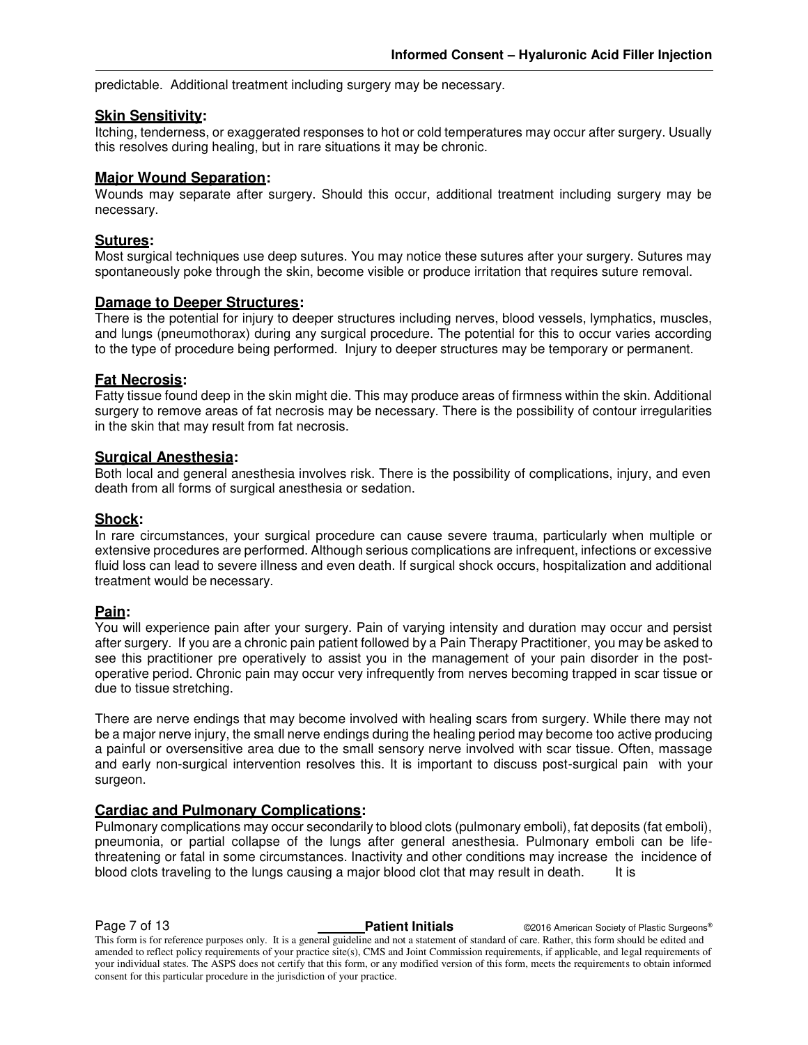predictable. Additional treatment including surgery may be necessary.

**Skin Sensitivity:**
Itching, tenderness, or exaggerated responses to hot or cold temperatures may occur after surgery. Usually this resolves during healing, but in rare situations it may be chronic.

**Major Wound Separation:**
Wounds may separate after surgery. Should this occur, additional treatment including surgery may be necessary.

**Sutures:**
Most surgical techniques use deep sutures. You may notice these sutures after your surgery. Sutures may spontaneously poke through the skin, become visible or produce irritation that requires suture removal.

**Damage to Deeper Structures:**
There is the potential for injury to deeper structures including nerves, blood vessels, lymphatics, muscles, and lungs (pneumothorax) during any surgical procedure. The potential for this to occur varies according to the type of procedure being performed. Injury to deeper structures may be temporary or permanent.

**Fat Necrosis:**
Fatty tissue found deep in the skin might die. This may produce areas of firmness within the skin. Additional surgery to remove areas of fat necrosis may be necessary. There is the possibility of contour irregularities in the skin that may result from fat necrosis.

**Surgical Anesthesia:**
Both local and general anesthesia involves risk. There is the possibility of complications, injury, and even death from all forms of surgical anesthesia or sedation.

**Shock:**
In rare circumstances, your surgical procedure can cause severe trauma, particularly when multiple or extensive procedures are performed. Although serious complications are infrequent, infections or excessive fluid loss can lead to severe illness and even death. If surgical shock occurs, hospitalization and additional treatment would be necessary.

**Pain:**
You will experience pain after your surgery. Pain of varying intensity and duration may occur and persist after surgery. If you are a chronic pain patient followed by a Pain Therapy Practitioner, you may be asked to see this practitioner pre operatively to assist you in the management of your pain disorder in the post-operative period. Chronic pain may occur very infrequently from nerves becoming trapped in scar tissue or due to tissue stretching.

There are nerve endings that may become involved with healing scars from surgery. While there may not be a major nerve injury, the small nerve endings during the healing period may become too active producing a painful or oversensitive area due to the small sensory nerve involved with scar tissue. Often, massage and early non-surgical intervention resolves this. It is important to discuss post-surgical pain with your surgeon.

**Cardiac and Pulmonary Complications:**
Pulmonary complications may occur secondarily to blood clots (pulmonary emboli), fat deposits (fat emboli), pneumonia, or partial collapse of the lungs after general anesthesia. Pulmonary emboli can be life-threatening or fatal in some circumstances. Inactivity and other conditions may increase the incidence of blood clots traveling to the lungs causing a major blood clot that may result in death. It is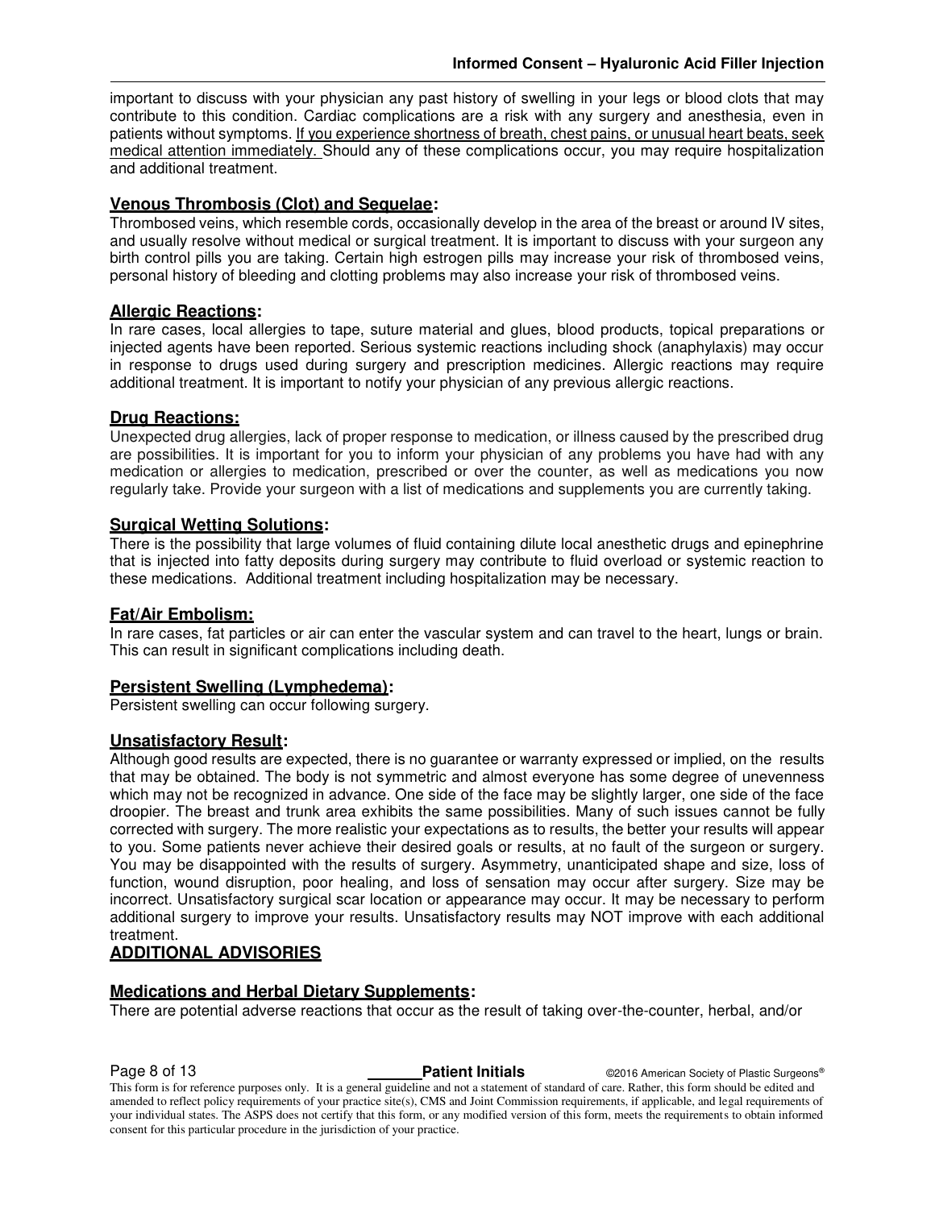important to discuss with your physician any past history of swelling in your legs or blood clots that may contribute to this condition. Cardiac complications are a risk with any surgery and anesthesia, even in patients without symptoms. <u>If you experience shortness of breath, chest pains, or unusual heart beats, seek medical attention immediately.</u> Should any of these complications occur, you may require hospitalization and additional treatment.

### **<u>Venous Thrombosis (Clot) and Sequelae</u>:**

Thrombosed veins, which resemble cords, occasionally develop in the area of the breast or around IV sites, and usually resolve without medical or surgical treatment. It is important to discuss with your surgeon any birth control pills you are taking. Certain high estrogen pills may increase your risk of thrombosed veins, personal history of bleeding and clotting problems may also increase your risk of thrombosed veins.

### **<u>Allergic Reactions</u>:**

In rare cases, local allergies to tape, suture material and glues, blood products, topical preparations or injected agents have been reported. Serious systemic reactions including shock (anaphylaxis) may occur in response to drugs used during surgery and prescription medicines. Allergic reactions may require additional treatment. It is important to notify your physician of any previous allergic reactions.

### **<u>Drug Reactions:</u>**

Unexpected drug allergies, lack of proper response to medication, or illness caused by the prescribed drug are possibilities. It is important for you to inform your physician of any problems you have had with any medication or allergies to medication, prescribed or over the counter, as well as medications you now regularly take. Provide your surgeon with a list of medications and supplements you are currently taking.

### **<u>Surgical Wetting Solutions</u>:**

There is the possibility that large volumes of fluid containing dilute local anesthetic drugs and epinephrine that is injected into fatty deposits during surgery may contribute to fluid overload or systemic reaction to these medications. Additional treatment including hospitalization may be necessary.

### **<u>Fat/Air Embolism:</u>**

In rare cases, fat particles or air can enter the vascular system and can travel to the heart, lungs or brain. This can result in significant complications including death.

### **<u>Persistent Swelling (Lymphedema)</u>:**

Persistent swelling can occur following surgery.

### **<u>Unsatisfactory Result</u>:**

Although good results are expected, there is no guarantee or warranty expressed or implied, on the results that may be obtained. The body is not symmetric and almost everyone has some degree of unevenness which may not be recognized in advance. One side of the face may be slightly larger, one side of the face droopier. The breast and trunk area exhibits the same possibilities. Many of such issues cannot be fully corrected with surgery. The more realistic your expectations as to results, the better your results will appear to you. Some patients never achieve their desired goals or results, at no fault of the surgeon or surgery. You may be disappointed with the results of surgery. Asymmetry, unanticipated shape and size, loss of function, wound disruption, poor healing, and loss of sensation may occur after surgery. Size may be incorrect. Unsatisfactory surgical scar location or appearance may occur. It may be necessary to perform additional surgery to improve your results. Unsatisfactory results may NOT improve with each additional treatment.

## **<u>ADDITIONAL ADVISORIES</u>**

### **<u>Medications and Herbal Dietary Supplements</u>:**

There are potential adverse reactions that occur as the result of taking over-the-counter, herbal, and/or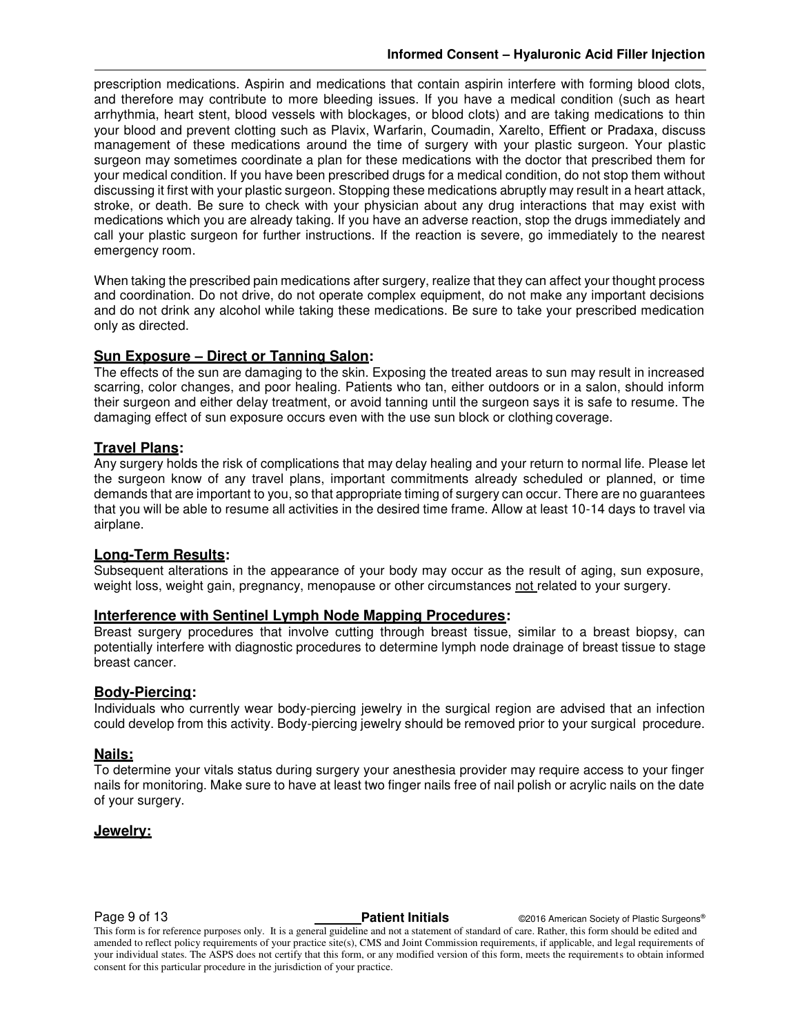prescription medications. Aspirin and medications that contain aspirin interfere with forming blood clots, and therefore may contribute to more bleeding issues. If you have a medical condition (such as heart arrhythmia, heart stent, blood vessels with blockages, or blood clots) and are taking medications to thin your blood and prevent clotting such as Plavix, Warfarin, Coumadin, Xarelto, Effient or Pradaxa, discuss management of these medications around the time of surgery with your plastic surgeon. Your plastic surgeon may sometimes coordinate a plan for these medications with the doctor that prescribed them for your medical condition. If you have been prescribed drugs for a medical condition, do not stop them without discussing it first with your plastic surgeon. Stopping these medications abruptly may result in a heart attack, stroke, or death. Be sure to check with your physician about any drug interactions that may exist with medications which you are already taking. If you have an adverse reaction, stop the drugs immediately and call your plastic surgeon for further instructions. If the reaction is severe, go immediately to the nearest emergency room.

When taking the prescribed pain medications after surgery, realize that they can affect your thought process and coordination. Do not drive, do not operate complex equipment, do not make any important decisions and do not drink any alcohol while taking these medications. Be sure to take your prescribed medication only as directed.

### **Sun Exposure – Direct or Tanning Salon:**

The effects of the sun are damaging to the skin. Exposing the treated areas to sun may result in increased scarring, color changes, and poor healing. Patients who tan, either outdoors or in a salon, should inform their surgeon and either delay treatment, or avoid tanning until the surgeon says it is safe to resume. The damaging effect of sun exposure occurs even with the use sun block or clothing coverage.

### **Travel Plans:**

Any surgery holds the risk of complications that may delay healing and your return to normal life. Please let the surgeon know of any travel plans, important commitments already scheduled or planned, or time demands that are important to you, so that appropriate timing of surgery can occur. There are no guarantees that you will be able to resume all activities in the desired time frame. Allow at least 10-14 days to travel via airplane.

### **Long-Term Results:**

Subsequent alterations in the appearance of your body may occur as the result of aging, sun exposure, weight loss, weight gain, pregnancy, menopause or other circumstances not related to your surgery.

### **Interference with Sentinel Lymph Node Mapping Procedures:**

Breast surgery procedures that involve cutting through breast tissue, similar to a breast biopsy, can potentially interfere with diagnostic procedures to determine lymph node drainage of breast tissue to stage breast cancer.

### **Body-Piercing:**

Individuals who currently wear body-piercing jewelry in the surgical region are advised that an infection could develop from this activity. Body-piercing jewelry should be removed prior to your surgical procedure.

### **Nails:**

To determine your vitals status during surgery your anesthesia provider may require access to your finger nails for monitoring. Make sure to have at least two finger nails free of nail polish or acrylic nails on the date of your surgery.

### **Jewelry:**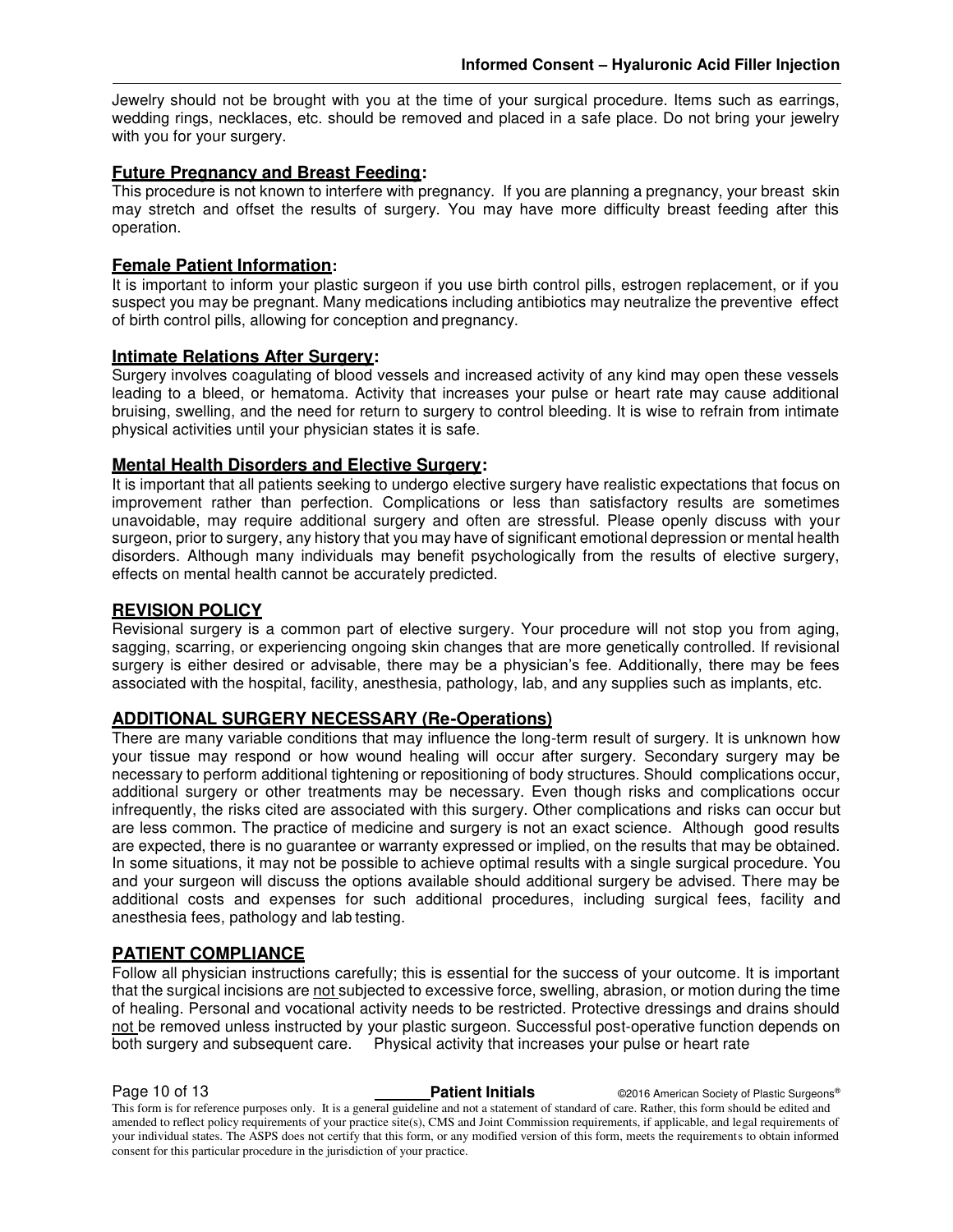Jewelry should not be brought with you at the time of your surgical procedure. Items such as earrings, wedding rings, necklaces, etc. should be removed and placed in a safe place. Do not bring your jewelry with you for your surgery.

### Future Pregnancy and Breast Feeding:

This procedure is not known to interfere with pregnancy. If you are planning a pregnancy, your breast skin may stretch and offset the results of surgery. You may have more difficulty breast feeding after this operation.

### Female Patient Information:

It is important to inform your plastic surgeon if you use birth control pills, estrogen replacement, or if you suspect you may be pregnant. Many medications including antibiotics may neutralize the preventive effect of birth control pills, allowing for conception and pregnancy.

### Intimate Relations After Surgery:

Surgery involves coagulating of blood vessels and increased activity of any kind may open these vessels leading to a bleed, or hematoma. Activity that increases your pulse or heart rate may cause additional bruising, swelling, and the need for return to surgery to control bleeding. It is wise to refrain from intimate physical activities until your physician states it is safe.

### Mental Health Disorders and Elective Surgery:

It is important that all patients seeking to undergo elective surgery have realistic expectations that focus on improvement rather than perfection. Complications or less than satisfactory results are sometimes unavoidable, may require additional surgery and often are stressful. Please openly discuss with your surgeon, prior to surgery, any history that you may have of significant emotional depression or mental health disorders. Although many individuals may benefit psychologically from the results of elective surgery, effects on mental health cannot be accurately predicted.

## REVISION POLICY

Revisional surgery is a common part of elective surgery. Your procedure will not stop you from aging, sagging, scarring, or experiencing ongoing skin changes that are more genetically controlled. If revisional surgery is either desired or advisable, there may be a physician's fee. Additionally, there may be fees associated with the hospital, facility, anesthesia, pathology, lab, and any supplies such as implants, etc.

## ADDITIONAL SURGERY NECESSARY (Re-Operations)

There are many variable conditions that may influence the long-term result of surgery. It is unknown how your tissue may respond or how wound healing will occur after surgery. Secondary surgery may be necessary to perform additional tightening or repositioning of body structures. Should complications occur, additional surgery or other treatments may be necessary. Even though risks and complications occur infrequently, the risks cited are associated with this surgery. Other complications and risks can occur but are less common. The practice of medicine and surgery is not an exact science. Although good results are expected, there is no guarantee or warranty expressed or implied, on the results that may be obtained. In some situations, it may not be possible to achieve optimal results with a single surgical procedure. You and your surgeon will discuss the options available should additional surgery be advised. There may be additional costs and expenses for such additional procedures, including surgical fees, facility and anesthesia fees, pathology and lab testing.

## PATIENT COMPLIANCE

Follow all physician instructions carefully; this is essential for the success of your outcome. It is important that the surgical incisions are not subjected to excessive force, swelling, abrasion, or motion during the time of healing. Personal and vocational activity needs to be restricted. Protective dressings and drains should not be removed unless instructed by your plastic surgeon. Successful post-operative function depends on both surgery and subsequent care. Physical activity that increases your pulse or heart rate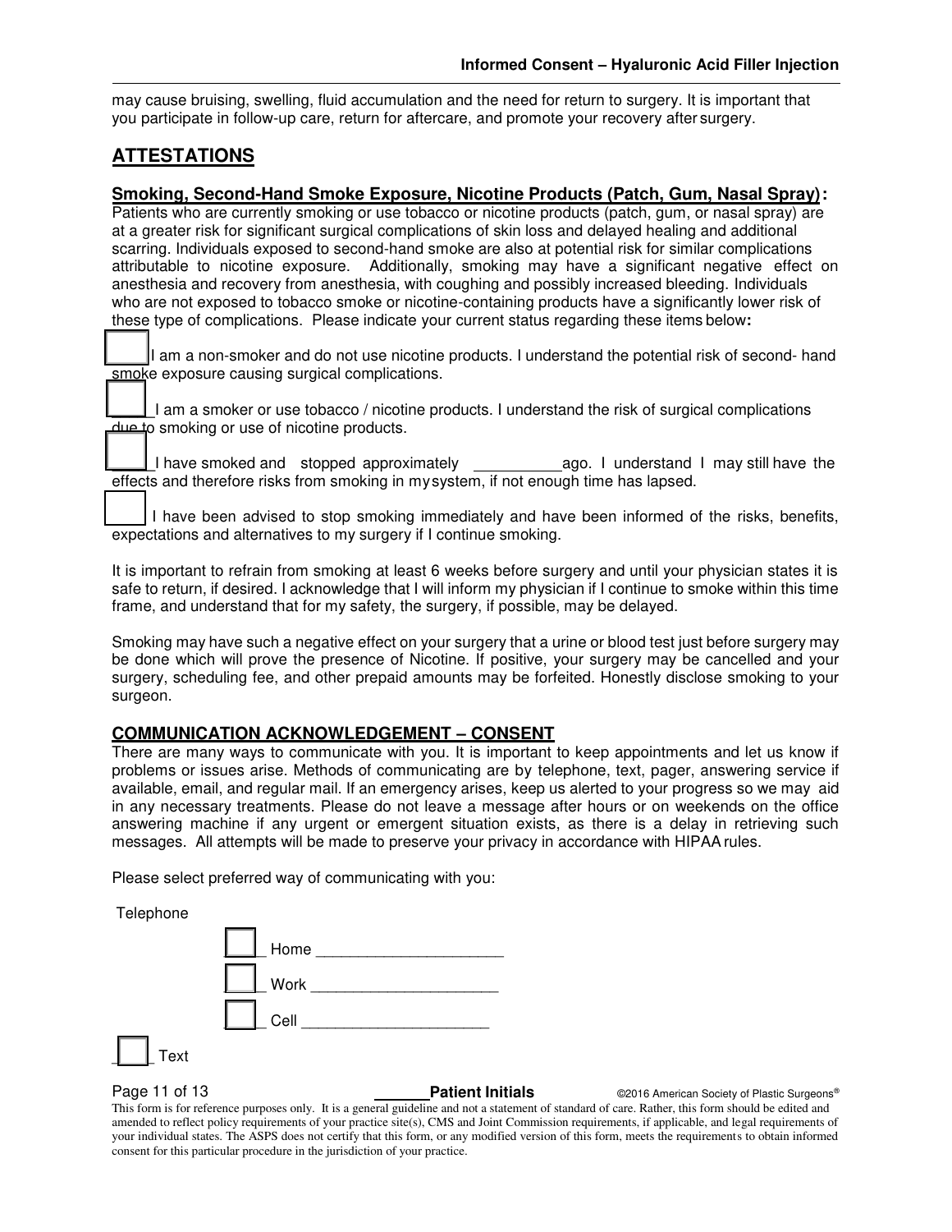may cause bruising, swelling, fluid accumulation and the need for return to surgery. It is important that you participate in follow-up care, return for aftercare, and promote your recovery after surgery.

## ATTESTATIONS

### Smoking, Second-Hand Smoke Exposure, Nicotine Products (Patch, Gum, Nasal Spray):

Patients who are currently smoking or use tobacco or nicotine products (patch, gum, or nasal spray) are at a greater risk for significant surgical complications of skin loss and delayed healing and additional scarring. Individuals exposed to second-hand smoke are also at potential risk for similar complications attributable to nicotine exposure. Additionally, smoking may have a significant negative effect on anesthesia and recovery from anesthesia, with coughing and possibly increased bleeding. Individuals who are not exposed to tobacco smoke or nicotine-containing products have a significantly lower risk of these type of complications. Please indicate your current status regarding these items below**:**

☐ I am a non-smoker and do not use nicotine products. I understand the potential risk of second- hand smoke exposure causing surgical complications.

☐ I am a smoker or use tobacco / nicotine products. I understand the risk of surgical complications due to smoking or use of nicotine products.

☐ I have smoked and stopped approximately __________ ago. I understand I may still have the effects and therefore risks from smoking in my system, if not enough time has lapsed.

☐ I have been advised to stop smoking immediately and have been informed of the risks, benefits, expectations and alternatives to my surgery if I continue smoking.

It is important to refrain from smoking at least 6 weeks before surgery and until your physician states it is safe to return, if desired. I acknowledge that I will inform my physician if I continue to smoke within this time frame, and understand that for my safety, the surgery, if possible, may be delayed.

Smoking may have such a negative effect on your surgery that a urine or blood test just before surgery may be done which will prove the presence of Nicotine. If positive, your surgery may be cancelled and your surgery, scheduling fee, and other prepaid amounts may be forfeited. Honestly disclose smoking to your surgeon.

### COMMUNICATION ACKNOWLEDGEMENT – CONSENT

There are many ways to communicate with you. It is important to keep appointments and let us know if problems or issues arise. Methods of communicating are by telephone, text, pager, answering service if available, email, and regular mail. If an emergency arises, keep us alerted to your progress so we may aid in any necessary treatments. Please do not leave a message after hours or on weekends on the office answering machine if any urgent or emergent situation exists, as there is a delay in retrieving such messages. All attempts will be made to preserve your privacy in accordance with HIPAA rules.

Please select preferred way of communicating with you:

Telephone

- ☐ Home _____________________
- ☐ Work _____________________
- ☐ Cell _____________________

☐ Text

______ **Patient Initials** ©2016 American Society of Plastic Surgeons®

This form is for reference purposes only. It is a general guideline and not a statement of standard of care. Rather, this form should be edited and amended to reflect policy requirements of your practice site(s), CMS and Joint Commission requirements, if applicable, and legal requirements of your individual states. The ASPS does not certify that this form, or any modified version of this form, meets the requirements to obtain informed consent for this particular procedure in the jurisdiction of your practice.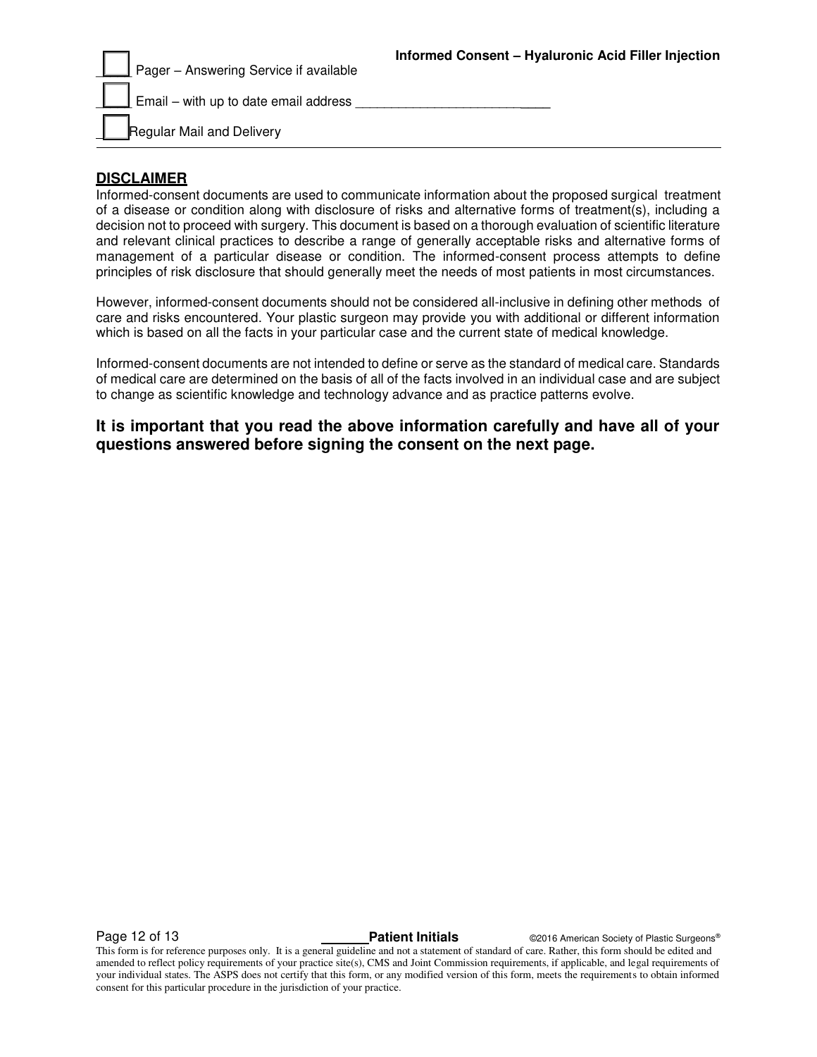- [ ] Pager – Answering Service if available
- [ ] Email – with up to date email address ____________________________
- [ ] Regular Mail and Delivery

---

**DISCLAIMER**

Informed-consent documents are used to communicate information about the proposed surgical treatment of a disease or condition along with disclosure of risks and alternative forms of treatment(s), including a decision not to proceed with surgery. This document is based on a thorough evaluation of scientific literature and relevant clinical practices to describe a range of generally acceptable risks and alternative forms of management of a particular disease or condition. The informed-consent process attempts to define principles of risk disclosure that should generally meet the needs of most patients in most circumstances.

However, informed-consent documents should not be considered all-inclusive in defining other methods of care and risks encountered. Your plastic surgeon may provide you with additional or different information which is based on all the facts in your particular case and the current state of medical knowledge.

Informed-consent documents are not intended to define or serve as the standard of medical care. Standards of medical care are determined on the basis of all of the facts involved in an individual case and are subject to change as scientific knowledge and technology advance and as practice patterns evolve.

**It is important that you read the above information carefully and have all of your questions answered before signing the consent on the next page.**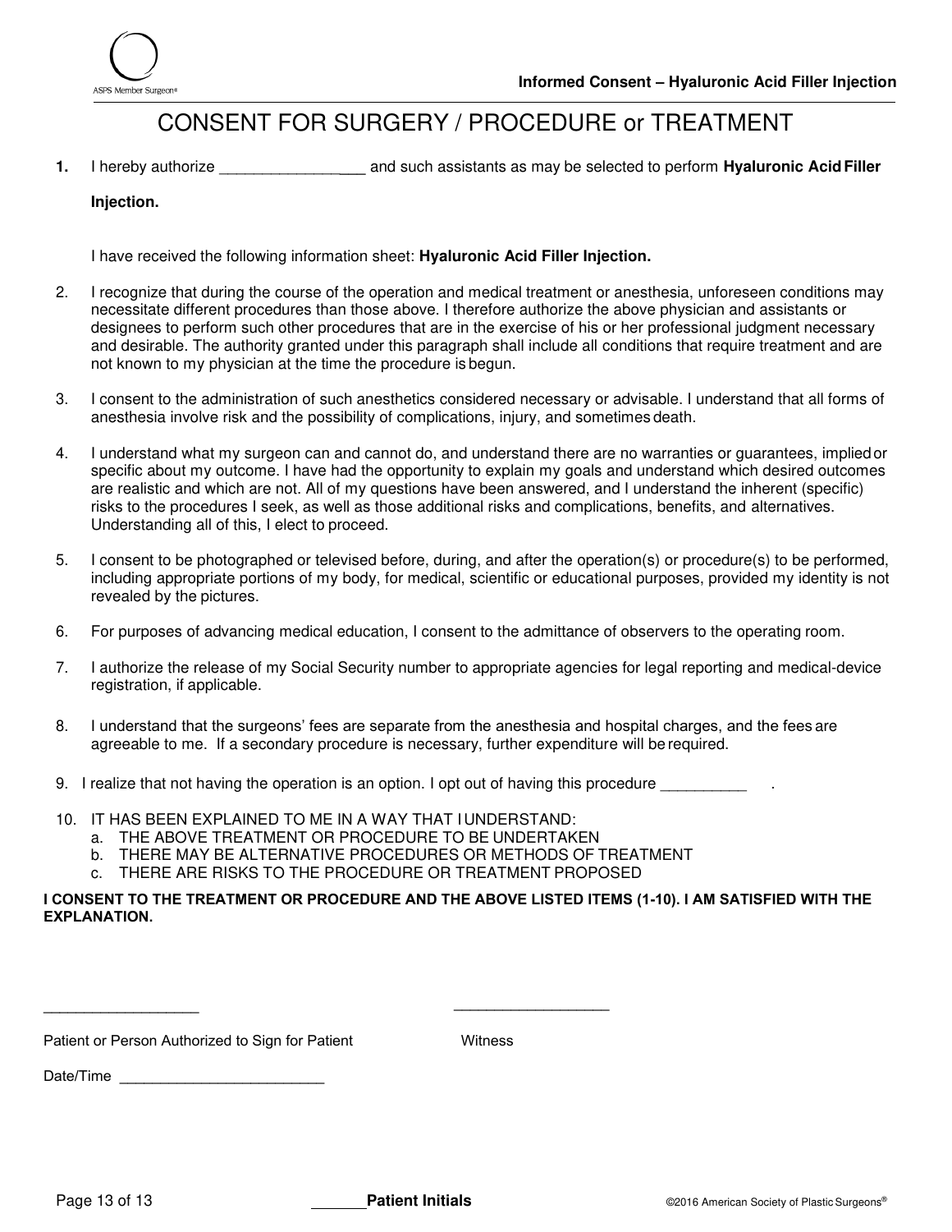# CONSENT FOR SURGERY / PROCEDURE or TREATMENT

1. I hereby authorize ___________________ and such assistants as may be selected to perform **Hyaluronic Acid Filler Injection.**

   I have received the following information sheet: **Hyaluronic Acid Filler Injection.**

2. I recognize that during the course of the operation and medical treatment or anesthesia, unforeseen conditions may necessitate different procedures than those above. I therefore authorize the above physician and assistants or designees to perform such other procedures that are in the exercise of his or her professional judgment necessary and desirable. The authority granted under this paragraph shall include all conditions that require treatment and are not known to my physician at the time the procedure is begun.

3. I consent to the administration of such anesthetics considered necessary or advisable. I understand that all forms of anesthesia involve risk and the possibility of complications, injury, and sometimes death.

4. I understand what my surgeon can and cannot do, and understand there are no warranties or guarantees, implied or specific about my outcome. I have had the opportunity to explain my goals and understand which desired outcomes are realistic and which are not. All of my questions have been answered, and I understand the inherent (specific) risks to the procedures I seek, as well as those additional risks and complications, benefits, and alternatives. Understanding all of this, I elect to proceed.

5. I consent to be photographed or televised before, during, and after the operation(s) or procedure(s) to be performed, including appropriate portions of my body, for medical, scientific or educational purposes, provided my identity is not revealed by the pictures.

6. For purposes of advancing medical education, I consent to the admittance of observers to the operating room.

7. I authorize the release of my Social Security number to appropriate agencies for legal reporting and medical-device registration, if applicable.

8. I understand that the surgeons' fees are separate from the anesthesia and hospital charges, and the fees are agreeable to me. If a secondary procedure is necessary, further expenditure will be required.

9. I realize that not having the operation is an option. I opt out of having this procedure __________ .

10. IT HAS BEEN EXPLAINED TO ME IN A WAY THAT I UNDERSTAND:
    a. THE ABOVE TREATMENT OR PROCEDURE TO BE UNDERTAKEN
    b. THERE MAY BE ALTERNATIVE PROCEDURES OR METHODS OF TREATMENT
    c. THERE ARE RISKS TO THE PROCEDURE OR TREATMENT PROPOSED

**I CONSENT TO THE TREATMENT OR PROCEDURE AND THE ABOVE LISTED ITEMS (1-10). I AM SATISFIED WITH THE EXPLANATION.**

___________________ ___________________

Patient or Person Authorized to Sign for Patient Witness

Date/Time _________________________

______ **Patient Initials**